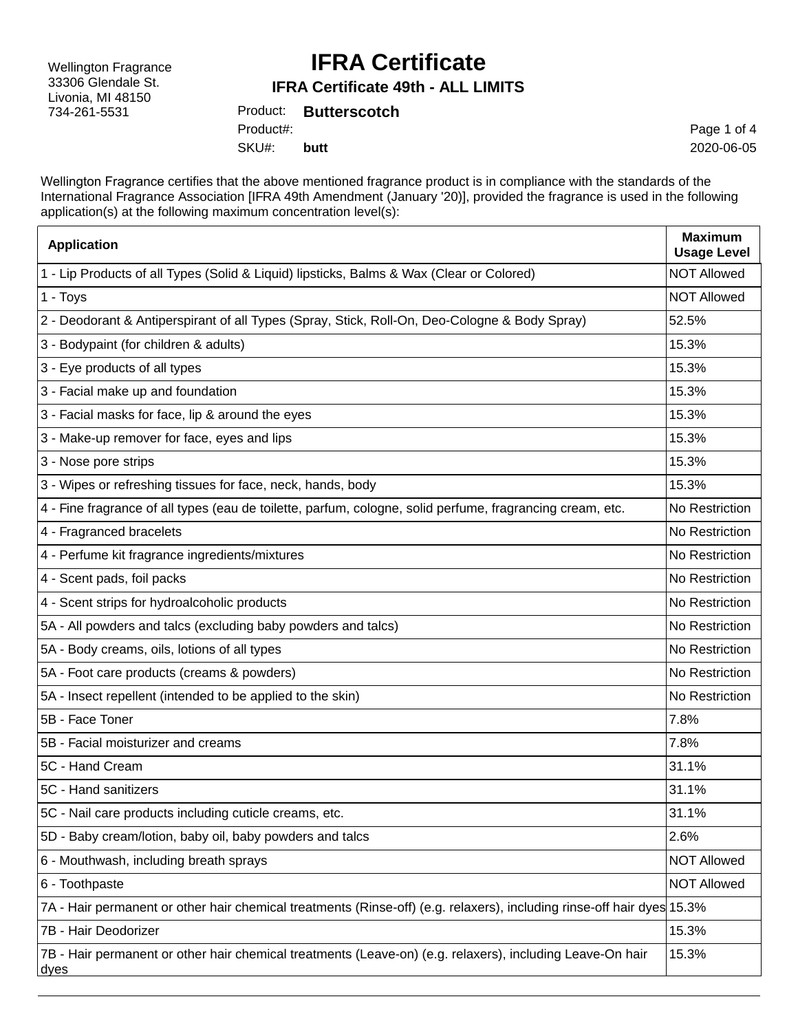Wellington Fragrance
33306 Glendale St.
Livonia, MI 48150
734-261-5531

# IFRA Certificate

## IFRA Certificate 49th - ALL LIMITS

Product: **Butterscotch**
Product#:
SKU#: **butt**

2020-06-05

Wellington Fragrance certifies that the above mentioned fragrance product is in compliance with the standards of the International Fragrance Association [IFRA 49th Amendment (January '20)], provided the fragrance is used in the following application(s) at the following maximum concentration level(s):

| Application | Maximum Usage Level |
|---|---|
| 1 - Lip Products of all Types (Solid & Liquid) lipsticks, Balms & Wax (Clear or Colored) | NOT Allowed |
| 1 - Toys | NOT Allowed |
| 2 - Deodorant & Antiperspirant of all Types (Spray, Stick, Roll-On, Deo-Cologne & Body Spray) | 52.5% |
| 3 - Bodypaint (for children & adults) | 15.3% |
| 3 - Eye products of all types | 15.3% |
| 3 - Facial make up and foundation | 15.3% |
| 3 - Facial masks for face, lip & around the eyes | 15.3% |
| 3 - Make-up remover for face, eyes and lips | 15.3% |
| 3 - Nose pore strips | 15.3% |
| 3 - Wipes or refreshing tissues for face, neck, hands, body | 15.3% |
| 4 - Fine fragrance of all types (eau de toilette, parfum, cologne, solid perfume, fragrancing cream, etc. | No Restriction |
| 4 - Fragranced bracelets | No Restriction |
| 4 - Perfume kit fragrance ingredients/mixtures | No Restriction |
| 4 - Scent pads, foil packs | No Restriction |
| 4 - Scent strips for hydroalcoholic products | No Restriction |
| 5A - All powders and talcs (excluding baby powders and talcs) | No Restriction |
| 5A - Body creams, oils, lotions of all types | No Restriction |
| 5A - Foot care products (creams & powders) | No Restriction |
| 5A - Insect repellent (intended to be applied to the skin) | No Restriction |
| 5B - Face Toner | 7.8% |
| 5B - Facial moisturizer and creams | 7.8% |
| 5C - Hand Cream | 31.1% |
| 5C - Hand sanitizers | 31.1% |
| 5C - Nail care products including cuticle creams, etc. | 31.1% |
| 5D - Baby cream/lotion, baby oil, baby powders and talcs | 2.6% |
| 6 - Mouthwash, including breath sprays | NOT Allowed |
| 6 - Toothpaste | NOT Allowed |
| 7A - Hair permanent or other hair chemical treatments (Rinse-off) (e.g. relaxers), including rinse-off hair dyes | 15.3% |
| 7B - Hair Deodorizer | 15.3% |
| 7B - Hair permanent or other hair chemical treatments (Leave-on) (e.g. relaxers), including Leave-On hair dyes | 15.3% |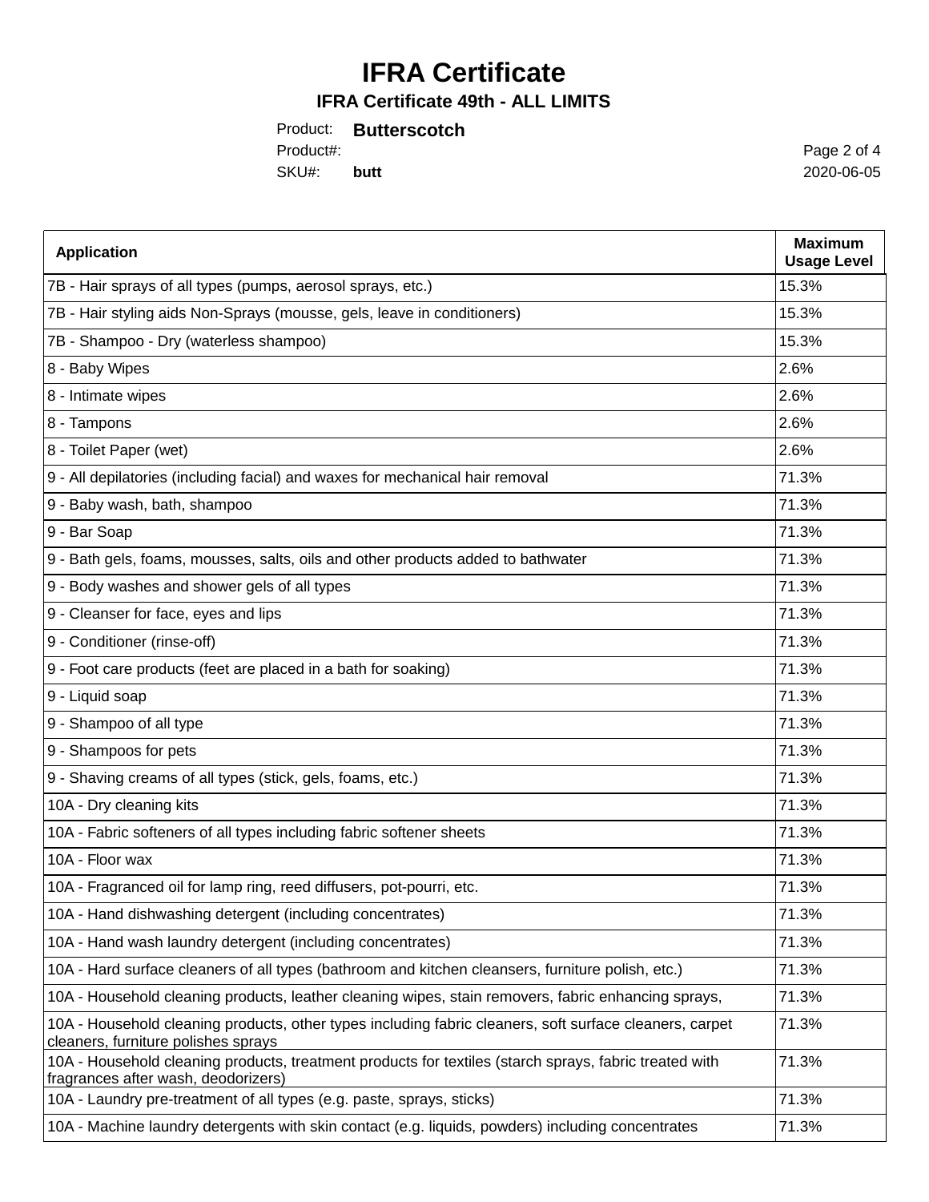# IFRA Certificate

## IFRA Certificate 49th - ALL LIMITS

Product: **Butterscotch**
Product#:
SKU#: **butt**

2020-06-05

| Application | Maximum Usage Level |
|---|---|
| 7B - Hair sprays of all types (pumps, aerosol sprays, etc.) | 15.3% |
| 7B - Hair styling aids Non-Sprays (mousse, gels, leave in conditioners) | 15.3% |
| 7B - Shampoo - Dry (waterless shampoo) | 15.3% |
| 8 - Baby Wipes | 2.6% |
| 8 - Intimate wipes | 2.6% |
| 8 - Tampons | 2.6% |
| 8 - Toilet Paper (wet) | 2.6% |
| 9 - All depilatories (including facial) and waxes for mechanical hair removal | 71.3% |
| 9 - Baby wash, bath, shampoo | 71.3% |
| 9 - Bar Soap | 71.3% |
| 9 - Bath gels, foams, mousses, salts, oils and other products added to bathwater | 71.3% |
| 9 - Body washes and shower gels of all types | 71.3% |
| 9 - Cleanser for face, eyes and lips | 71.3% |
| 9 - Conditioner (rinse-off) | 71.3% |
| 9 - Foot care products (feet are placed in a bath for soaking) | 71.3% |
| 9 - Liquid soap | 71.3% |
| 9 - Shampoo of all type | 71.3% |
| 9 - Shampoos for pets | 71.3% |
| 9 - Shaving creams of all types (stick, gels, foams, etc.) | 71.3% |
| 10A - Dry cleaning kits | 71.3% |
| 10A - Fabric softeners of all types including fabric softener sheets | 71.3% |
| 10A - Floor wax | 71.3% |
| 10A - Fragranced oil for lamp ring, reed diffusers, pot-pourri, etc. | 71.3% |
| 10A - Hand dishwashing detergent (including concentrates) | 71.3% |
| 10A - Hand wash laundry detergent (including concentrates) | 71.3% |
| 10A - Hard surface cleaners of all types (bathroom and kitchen cleansers, furniture polish, etc.) | 71.3% |
| 10A - Household cleaning products, leather cleaning wipes, stain removers, fabric enhancing sprays, | 71.3% |
| 10A - Household cleaning products, other types including fabric cleaners, soft surface cleaners, carpet cleaners, furniture polishes sprays | 71.3% |
| 10A - Household cleaning products, treatment products for textiles (starch sprays, fabric treated with fragrances after wash, deodorizers) | 71.3% |
| 10A - Laundry pre-treatment of all types (e.g. paste, sprays, sticks) | 71.3% |
| 10A - Machine laundry detergents with skin contact (e.g. liquids, powders) including concentrates | 71.3% |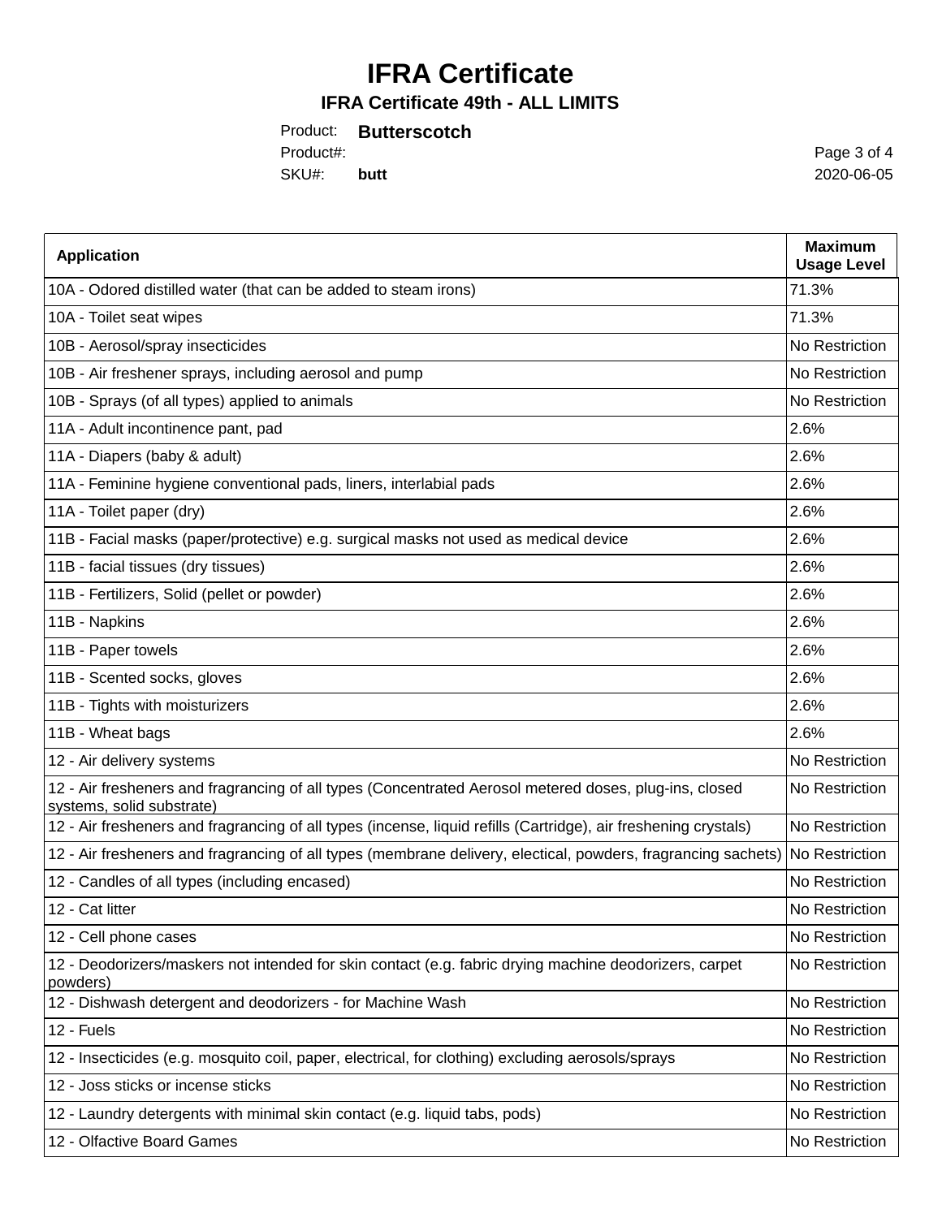# IFRA Certificate

## IFRA Certificate 49th - ALL LIMITS

Product: **Butterscotch**
Product#:
SKU#: **butt**

2020-06-05

| Application | Maximum Usage Level |
|---|---|
| 10A - Odored distilled water (that can be added to steam irons) | 71.3% |
| 10A - Toilet seat wipes | 71.3% |
| 10B - Aerosol/spray insecticides | No Restriction |
| 10B - Air freshener sprays, including aerosol and pump | No Restriction |
| 10B - Sprays (of all types) applied to animals | No Restriction |
| 11A - Adult incontinence pant, pad | 2.6% |
| 11A - Diapers (baby & adult) | 2.6% |
| 11A - Feminine hygiene conventional pads, liners, interlabial pads | 2.6% |
| 11A - Toilet paper (dry) | 2.6% |
| 11B - Facial masks (paper/protective) e.g. surgical masks not used as medical device | 2.6% |
| 11B - facial tissues (dry tissues) | 2.6% |
| 11B - Fertilizers, Solid (pellet or powder) | 2.6% |
| 11B - Napkins | 2.6% |
| 11B - Paper towels | 2.6% |
| 11B - Scented socks, gloves | 2.6% |
| 11B - Tights with moisturizers | 2.6% |
| 11B - Wheat bags | 2.6% |
| 12 - Air delivery systems | No Restriction |
| 12 - Air fresheners and fragrancing of all types (Concentrated Aerosol metered doses, plug-ins, closed systems, solid substrate) | No Restriction |
| 12 - Air fresheners and fragrancing of all types (incense, liquid refills (Cartridge), air freshening crystals) | No Restriction |
| 12 - Air fresheners and fragrancing of all types (membrane delivery, electical, powders, fragrancing sachets) | No Restriction |
| 12 - Candles of all types (including encased) | No Restriction |
| 12 - Cat litter | No Restriction |
| 12 - Cell phone cases | No Restriction |
| 12 - Deodorizers/maskers not intended for skin contact (e.g. fabric drying machine deodorizers, carpet powders) | No Restriction |
| 12 - Dishwash detergent and deodorizers - for Machine Wash | No Restriction |
| 12 - Fuels | No Restriction |
| 12 - Insecticides (e.g. mosquito coil, paper, electrical, for clothing) excluding aerosols/sprays | No Restriction |
| 12 - Joss sticks or incense sticks | No Restriction |
| 12 - Laundry detergents with minimal skin contact (e.g. liquid tabs, pods) | No Restriction |
| 12 - Olfactive Board Games | No Restriction |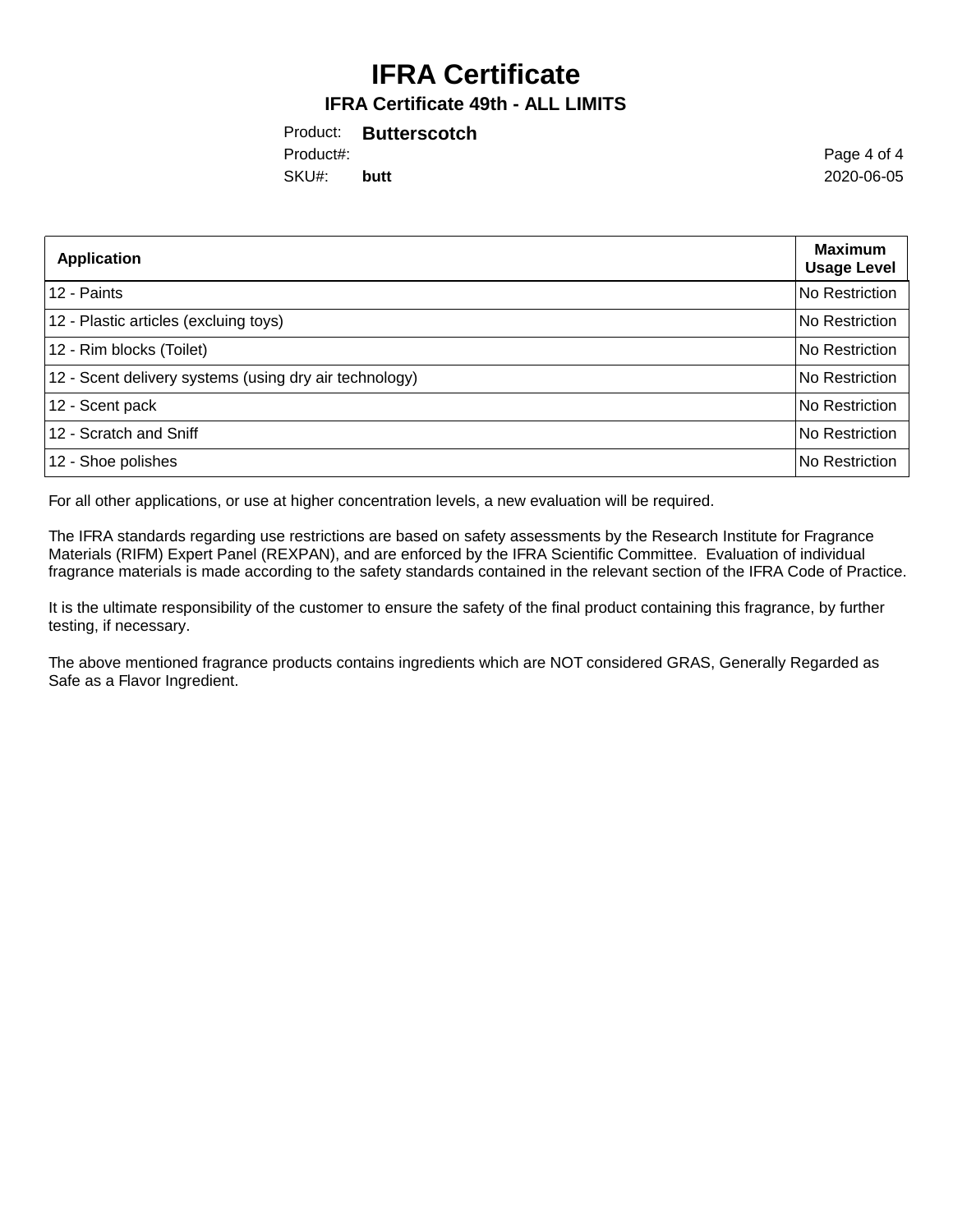# IFRA Certificate

## IFRA Certificate 49th - ALL LIMITS

Product: **Butterscotch**
Product#:
SKU#: **butt**

2020-06-05

| Application | Maximum Usage Level |
|---|---|
| 12 - Paints | No Restriction |
| 12 - Plastic articles (excluing toys) | No Restriction |
| 12 - Rim blocks (Toilet) | No Restriction |
| 12 - Scent delivery systems (using dry air technology) | No Restriction |
| 12 - Scent pack | No Restriction |
| 12 - Scratch and Sniff | No Restriction |
| 12 - Shoe polishes | No Restriction |

For all other applications, or use at higher concentration levels, a new evaluation will be required.

The IFRA standards regarding use restrictions are based on safety assessments by the Research Institute for Fragrance Materials (RIFM) Expert Panel (REXPAN), and are enforced by the IFRA Scientific Committee. Evaluation of individual fragrance materials is made according to the safety standards contained in the relevant section of the IFRA Code of Practice.

It is the ultimate responsibility of the customer to ensure the safety of the final product containing this fragrance, by further testing, if necessary.

The above mentioned fragrance products contains ingredients which are NOT considered GRAS, Generally Regarded as Safe as a Flavor Ingredient.